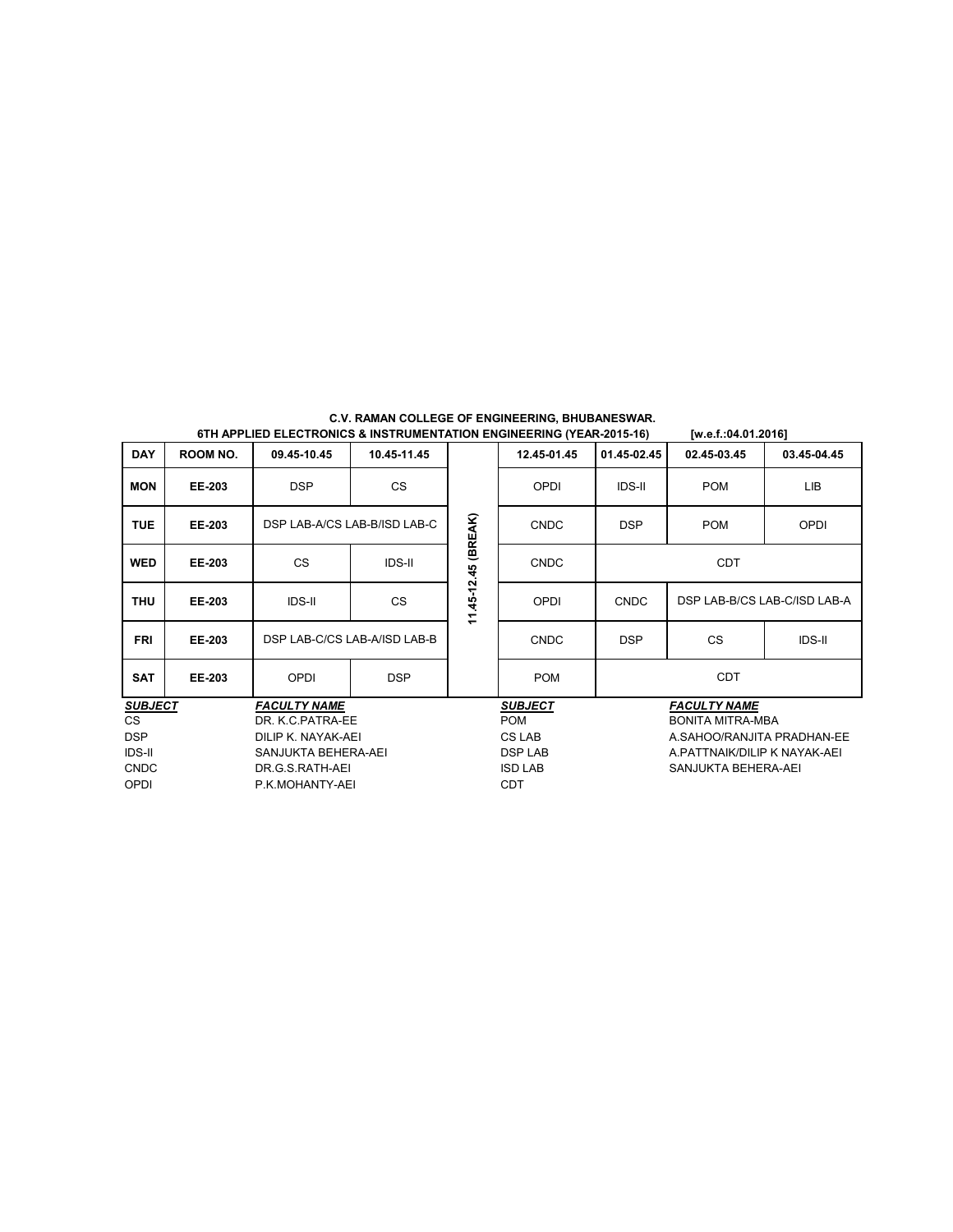**C.V. RAMAN COLLEGE OF ENGINEERING, BHUBANESWAR.**

**6TH APPLIED ELECTRONICS & INSTRUMENTATION ENGINEERING (YEAR-2015-16) [w.e.f.:04.01.2016]**

| DAY | ROOM NO. | 09.45-10.45 | 10.45-11.45 | | 12.45-01.45 | 01.45-02.45 | 02.45-03.45 | 03.45-04.45 |
|---|---|---|---|---|---|---|---|---|
| MON | EE-203 | DSP | CS | 11.45-12.45 (BREAK) | OPDI | IDS-II | POM | LIB |
| TUE | EE-203 | DSP LAB-A/CS LAB-B/ISD LAB-C | | | CNDC | DSP | POM | OPDI |
| WED | EE-203 | CS | IDS-II | | CNDC | CDT | | |
| THU | EE-203 | IDS-II | CS | | OPDI | CNDC | DSP LAB-B/CS LAB-C/ISD LAB-A | |
| FRI | EE-203 | DSP LAB-C/CS LAB-A/ISD LAB-B | | | CNDC | DSP | CS | IDS-II |
| SAT | EE-203 | OPDI | DSP | | POM | CDT | | |

| ***SUBJECT*** | ***FACULTY NAME*** | ***SUBJECT*** | ***FACULTY NAME*** |
|---|---|---|---|
| CS | DR. K.C.PATRA-EE | POM | BONITA MITRA-MBA |
| DSP | DILIP K. NAYAK-AEI | CS LAB | A.SAHOO/RANJITA PRADHAN-EE |
| IDS-II | SANJUKTA BEHERA-AEI | DSP LAB | A.PATTNAIK/DILIP K NAYAK-AEI |
| CNDC | DR.G.S.RATH-AEI | ISD LAB | SANJUKTA BEHERA-AEI |
| OPDI | P.K.MOHANTY-AEI | CDT | |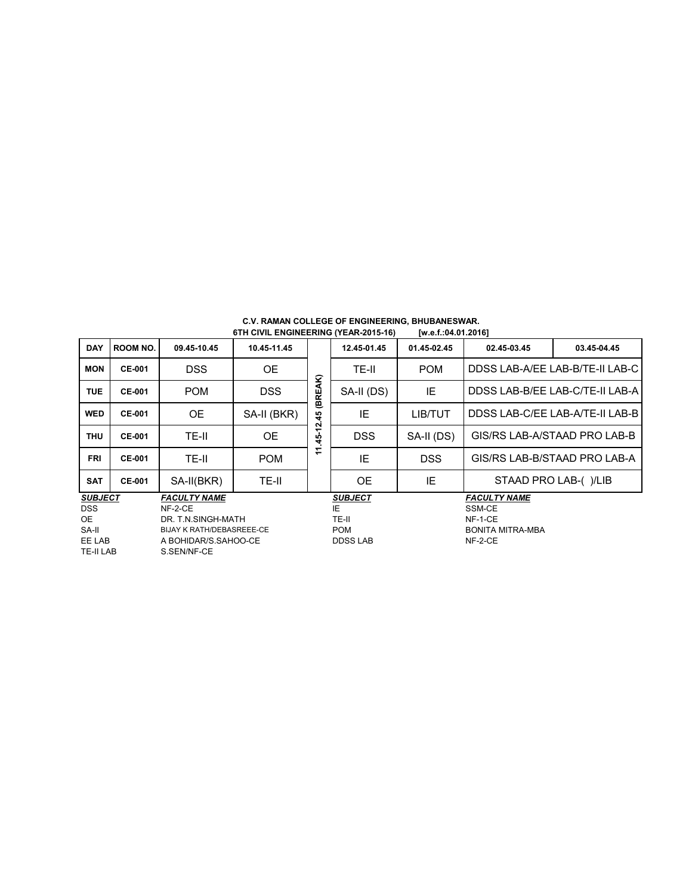**C.V. RAMAN COLLEGE OF ENGINEERING, BHUBANESWAR.**

**6TH CIVIL ENGINEERING (YEAR-2015-16) [w.e.f.:04.01.2016]**

| DAY | ROOM NO. | 09.45-10.45 | 10.45-11.45 | | 12.45-01.45 | 01.45-02.45 | 02.45-03.45 | 03.45-04.45 |
|---|---|---|---|---|---|---|---|---|
| MON | CE-001 | DSS | OE | 11.45-12.45 (BREAK) | TE-II | POM | DDSS LAB-A/EE LAB-B/TE-II LAB-C | |
| TUE | CE-001 | POM | DSS | | SA-II (DS) | IE | DDSS LAB-B/EE LAB-C/TE-II LAB-A | |
| WED | CE-001 | OE | SA-II (BKR) | | IE | LIB/TUT | DDSS LAB-C/EE LAB-A/TE-II LAB-B | |
| THU | CE-001 | TE-II | OE | | DSS | SA-II (DS) | GIS/RS LAB-A/STAAD PRO LAB-B | |
| FRI | CE-001 | TE-II | POM | | IE | DSS | GIS/RS LAB-B/STAAD PRO LAB-A | |
| SAT | CE-001 | SA-II(BKR) | TE-II | | OE | IE | STAAD PRO LAB-( )/LIB | |

| SUBJECT | FACULTY NAME | SUBJECT | FACULTY NAME |
|---|---|---|---|
| DSS | NF-2-CE | IE | SSM-CE |
| OE | DR. T.N.SINGH-MATH | TE-II | NF-1-CE |
| SA-II | BIJAY K RATH/DEBASREEE-CE | POM | BONITA MITRA-MBA |
| EE LAB | A BOHIDAR/S.SAHOO-CE | DDSS LAB | NF-2-CE |
| TE-II LAB | S.SEN/NF-CE | | |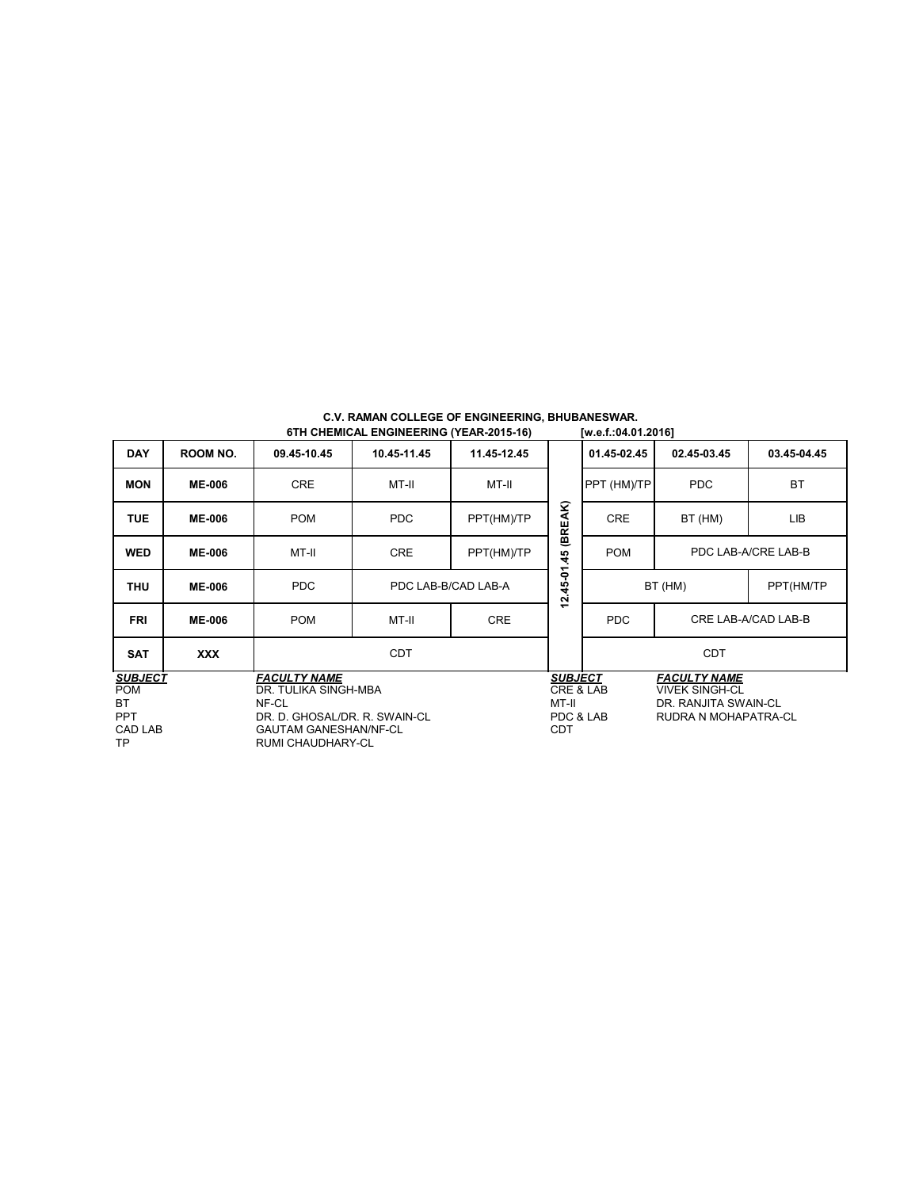**C.V. RAMAN COLLEGE OF ENGINEERING, BHUBANESWAR.**

**6TH CHEMICAL ENGINEERING (YEAR-2015-16) [w.e.f.:04.01.2016]**

| DAY | ROOM NO. | 09.45-10.45 | 10.45-11.45 | 11.45-12.45 | | 01.45-02.45 | 02.45-03.45 | 03.45-04.45 |
|---|---|---|---|---|---|---|---|---|
| MON | ME-006 | CRE | MT-II | MT-II | 12.45-01.45 (BREAK) | PPT (HM)/TP | PDC | BT |
| TUE | ME-006 | POM | PDC | PPT(HM)/TP | | CRE | BT (HM) | LIB |
| WED | ME-006 | MT-II | CRE | PPT(HM)/TP | | POM | PDC LAB-A/CRE LAB-B | |
| THU | ME-006 | PDC | PDC LAB-B/CAD LAB-A | | | BT (HM) | | PPT(HM/TP |
| FRI | ME-006 | POM | MT-II | CRE | | PDC | CRE LAB-A/CAD LAB-B | |
| SAT | XXX | CDT | | | | CDT | | |

| SUBJECT | FACULTY NAME | SUBJECT | FACULTY NAME |
|---|---|---|---|
| POM | DR. TULIKA SINGH-MBA | CRE & LAB | VIVEK SINGH-CL |
| BT | NF-CL | MT-II | DR. RANJITA SWAIN-CL |
| PPT | DR. D. GHOSAL/DR. R. SWAIN-CL | PDC & LAB | RUDRA N MOHAPATRA-CL |
| CAD LAB | GAUTAM GANESHAN/NF-CL | CDT | |
| TP | RUMI CHAUDHARY-CL | | |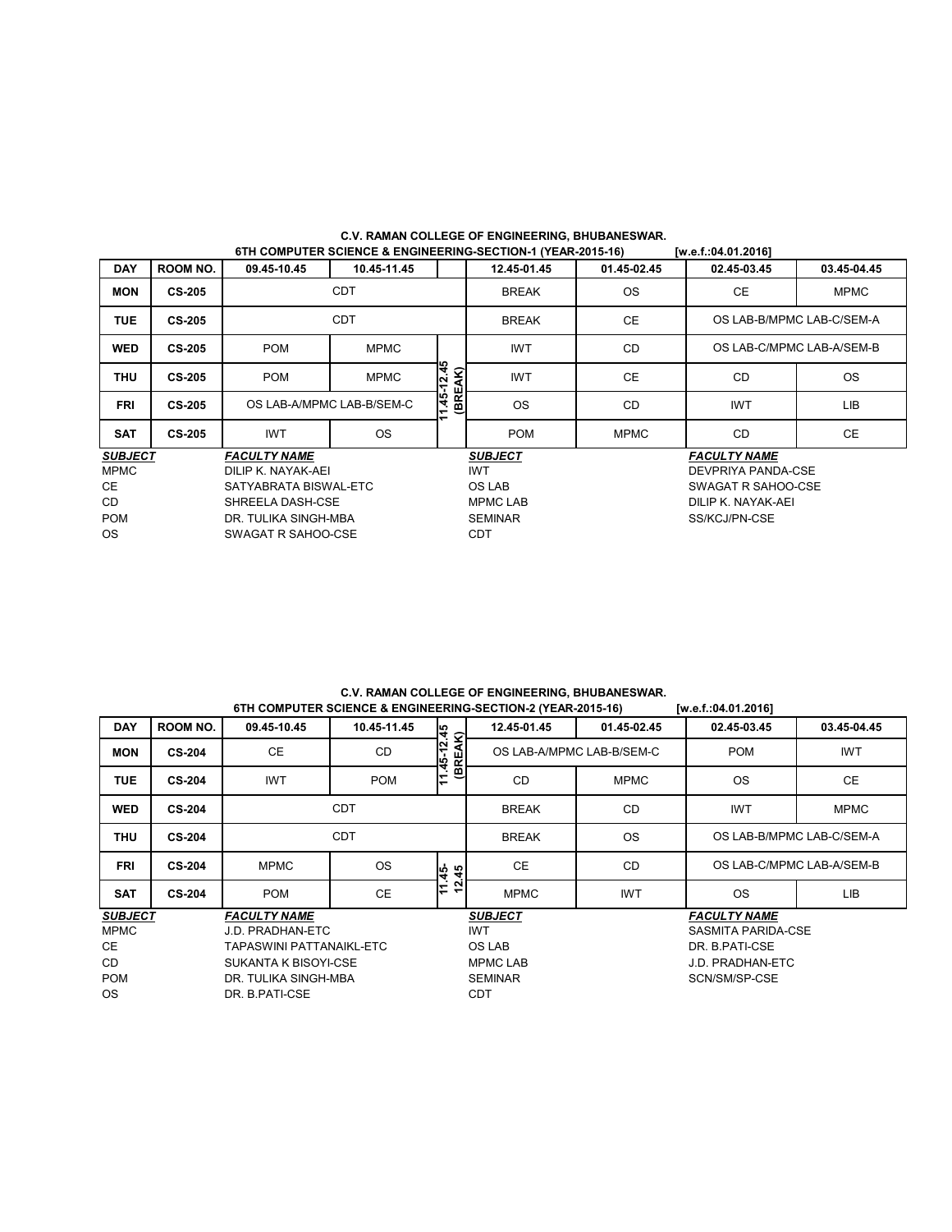## C.V. RAMAN COLLEGE OF ENGINEERING, BHUBANESWAR.

6TH COMPUTER SCIENCE & ENGINEERING-SECTION-1 (YEAR-2015-16) [w.e.f.:04.01.2016]

| DAY | ROOM NO. | 09.45-10.45 | 10.45-11.45 | | 12.45-01.45 | 01.45-02.45 | 02.45-03.45 | 03.45-04.45 |
|---|---|---|---|---|---|---|---|---|
| MON | CS-205 | CDT | | | BREAK | OS | CE | MPMC |
| TUE | CS-205 | CDT | | | BREAK | CE | OS LAB-B/MPMC LAB-C/SEM-A | |
| WED | CS-205 | POM | MPMC | 11.45-12.45 (BREAK) | IWT | CD | OS LAB-C/MPMC LAB-A/SEM-B | |
| THU | CS-205 | POM | MPMC | | IWT | CE | CD | OS |
| FRI | CS-205 | OS LAB-A/MPMC LAB-B/SEM-C | | | OS | CD | IWT | LIB |
| SAT | CS-205 | IWT | OS | | POM | MPMC | CD | CE |

| ***SUBJECT*** | ***FACULTY NAME*** | ***SUBJECT*** | ***FACULTY NAME*** |
|---|---|---|---|
| MPMC | DILIP K. NAYAK-AEI | IWT | DEVPRIYA PANDA-CSE |
| CE | SATYABRATA BISWAL-ETC | OS LAB | SWAGAT R SAHOO-CSE |
| CD | SHREELA DASH-CSE | MPMC LAB | DILIP K. NAYAK-AEI |
| POM | DR. TULIKA SINGH-MBA | SEMINAR | SS/KCJ/PN-CSE |
| OS | SWAGAT R SAHOO-CSE | CDT | |

## C.V. RAMAN COLLEGE OF ENGINEERING, BHUBANESWAR.

6TH COMPUTER SCIENCE & ENGINEERING-SECTION-2 (YEAR-2015-16) [w.e.f.:04.01.2016]

| DAY | ROOM NO. | 09.45-10.45 | 10.45-11.45 | 11.45-12.45 (BREAK) | 12.45-01.45 | 01.45-02.45 | 02.45-03.45 | 03.45-04.45 |
|---|---|---|---|---|---|---|---|---|
| MON | CS-204 | CE | CD | | OS LAB-A/MPMC LAB-B/SEM-C | | POM | IWT |
| TUE | CS-204 | IWT | POM | | CD | MPMC | OS | CE |
| WED | CS-204 | CDT | | | BREAK | CD | IWT | MPMC |
| THU | CS-204 | CDT | | | BREAK | OS | OS LAB-B/MPMC LAB-C/SEM-A | |
| FRI | CS-204 | MPMC | OS | 11.45-12.45 | CE | CD | OS LAB-C/MPMC LAB-A/SEM-B | |
| SAT | CS-204 | POM | CE | | MPMC | IWT | OS | LIB |

| ***SUBJECT*** | ***FACULTY NAME*** | ***SUBJECT*** | ***FACULTY NAME*** |
|---|---|---|---|
| MPMC | J.D. PRADHAN-ETC | IWT | SASMITA PARIDA-CSE |
| CE | TAPASWINI PATTANAIKL-ETC | OS LAB | DR. B.PATI-CSE |
| CD | SUKANTA K BISOYI-CSE | MPMC LAB | J.D. PRADHAN-ETC |
| POM | DR. TULIKA SINGH-MBA | SEMINAR | SCN/SM/SP-CSE |
| OS | DR. B.PATI-CSE | CDT | |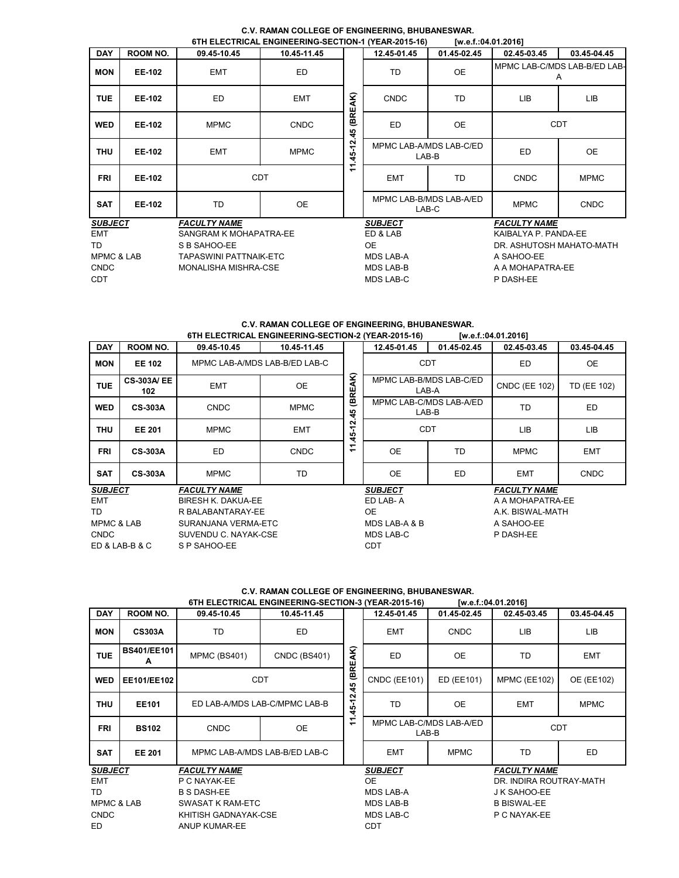## C.V. RAMAN COLLEGE OF ENGINEERING, BHUBANESWAR.

### 6TH ELECTRICAL ENGINEERING-SECTION-1 (YEAR-2015-16) [w.e.f.:04.01.2016]

| DAY | ROOM NO. | 09.45-10.45 | 10.45-11.45 | | 12.45-01.45 | 01.45-02.45 | 02.45-03.45 | 03.45-04.45 |
|---|---|---|---|---|---|---|---|---|
| MON | EE-102 | EMT | ED | 11.45-12.45 (BREAK) | TD | OE | MPMC LAB-C/MDS LAB-B/ED LAB-A | |
| TUE | EE-102 | ED | EMT | | CNDC | TD | LIB | LIB |
| WED | EE-102 | MPMC | CNDC | | ED | OE | CDT | |
| THU | EE-102 | EMT | MPMC | | MPMC LAB-A/MDS LAB-C/ED LAB-B | | ED | OE |
| FRI | EE-102 | CDT | | | EMT | TD | CNDC | MPMC |
| SAT | EE-102 | TD | OE | | MPMC LAB-B/MDS LAB-A/ED LAB-C | | MPMC | CNDC |

| ***SUBJECT*** | ***FACULTY NAME*** | ***SUBJECT*** | ***FACULTY NAME*** |
|---|---|---|---|
| EMT | SANGRAM K MOHAPATRA-EE | ED & LAB | KAIBALYA P. PANDA-EE |
| TD | S B SAHOO-EE | OE | DR. ASHUTOSH MAHATO-MATH |
| MPMC & LAB | TAPASWINI PATTNAIK-ETC | MDS LAB-A | A SAHOO-EE |
| CNDC | MONALISHA MISHRA-CSE | MDS LAB-B | A A MOHAPATRA-EE |
| CDT | | MDS LAB-C | P DASH-EE |

## C.V. RAMAN COLLEGE OF ENGINEERING, BHUBANESWAR.

### 6TH ELECTRICAL ENGINEERING-SECTION-2 (YEAR-2015-16) [w.e.f.:04.01.2016]

| DAY | ROOM NO. | 09.45-10.45 | 10.45-11.45 | | 12.45-01.45 | 01.45-02.45 | 02.45-03.45 | 03.45-04.45 |
|---|---|---|---|---|---|---|---|---|
| MON | EE 102 | MPMC LAB-A/MDS LAB-B/ED LAB-C | | 11.45-12.45 (BREAK) | CDT | | ED | OE |
| TUE | CS-303A/ EE 102 | EMT | OE | | MPMC LAB-B/MDS LAB-C/ED LAB-A | | CNDC (EE 102) | TD (EE 102) |
| WED | CS-303A | CNDC | MPMC | | MPMC LAB-C/MDS LAB-A/ED LAB-B | | TD | ED |
| THU | EE 201 | MPMC | EMT | | CDT | | LIB | LIB |
| FRI | CS-303A | ED | CNDC | | OE | TD | MPMC | EMT |
| SAT | CS-303A | MPMC | TD | | OE | ED | EMT | CNDC |

| ***SUBJECT*** | ***FACULTY NAME*** | ***SUBJECT*** | ***FACULTY NAME*** |
|---|---|---|---|
| EMT | BIRESH K. DAKUA-EE | ED LAB- A | A A MOHAPATRA-EE |
| TD | R BALABANTARAY-EE | OE | A.K. BISWAL-MATH |
| MPMC & LAB | SURANJANA VERMA-ETC | MDS LAB-A & B | A SAHOO-EE |
| CNDC | SUVENDU C. NAYAK-CSE | MDS LAB-C | P DASH-EE |
| ED & LAB-B & C | S P SAHOO-EE | CDT | |

## C.V. RAMAN COLLEGE OF ENGINEERING, BHUBANESWAR.

### 6TH ELECTRICAL ENGINEERING-SECTION-3 (YEAR-2015-16) [w.e.f.:04.01.2016]

| DAY | ROOM NO. | 09.45-10.45 | 10.45-11.45 | | 12.45-01.45 | 01.45-02.45 | 02.45-03.45 | 03.45-04.45 |
|---|---|---|---|---|---|---|---|---|
| MON | CS303A | TD | ED | 11.45-12.45 (BREAK) | EMT | CNDC | LIB | LIB |
| TUE | BS401/EE101 A | MPMC (BS401) | CNDC (BS401) | | ED | OE | TD | EMT |
| WED | EE101/EE102 | CDT | | | CNDC (EE101) | ED (EE101) | MPMC (EE102) | OE (EE102) |
| THU | EE101 | ED LAB-A/MDS LAB-C/MPMC LAB-B | | | TD | OE | EMT | MPMC |
| FRI | BS102 | CNDC | OE | | MPMC LAB-C/MDS LAB-A/ED LAB-B | | CDT | |
| SAT | EE 201 | MPMC LAB-A/MDS LAB-B/ED LAB-C | | | EMT | MPMC | TD | ED |

| ***SUBJECT*** | ***FACULTY NAME*** | ***SUBJECT*** | ***FACULTY NAME*** |
|---|---|---|---|
| EMT | P C NAYAK-EE | OE | DR. INDIRA ROUTRAY-MATH |
| TD | B S DASH-EE | MDS LAB-A | J K SAHOO-EE |
| MPMC & LAB | SWASAT K RAM-ETC | MDS LAB-B | B BISWAL-EE |
| CNDC | KHITISH GADNAYAK-CSE | MDS LAB-C | P C NAYAK-EE |
| ED | ANUP KUMAR-EE | CDT | |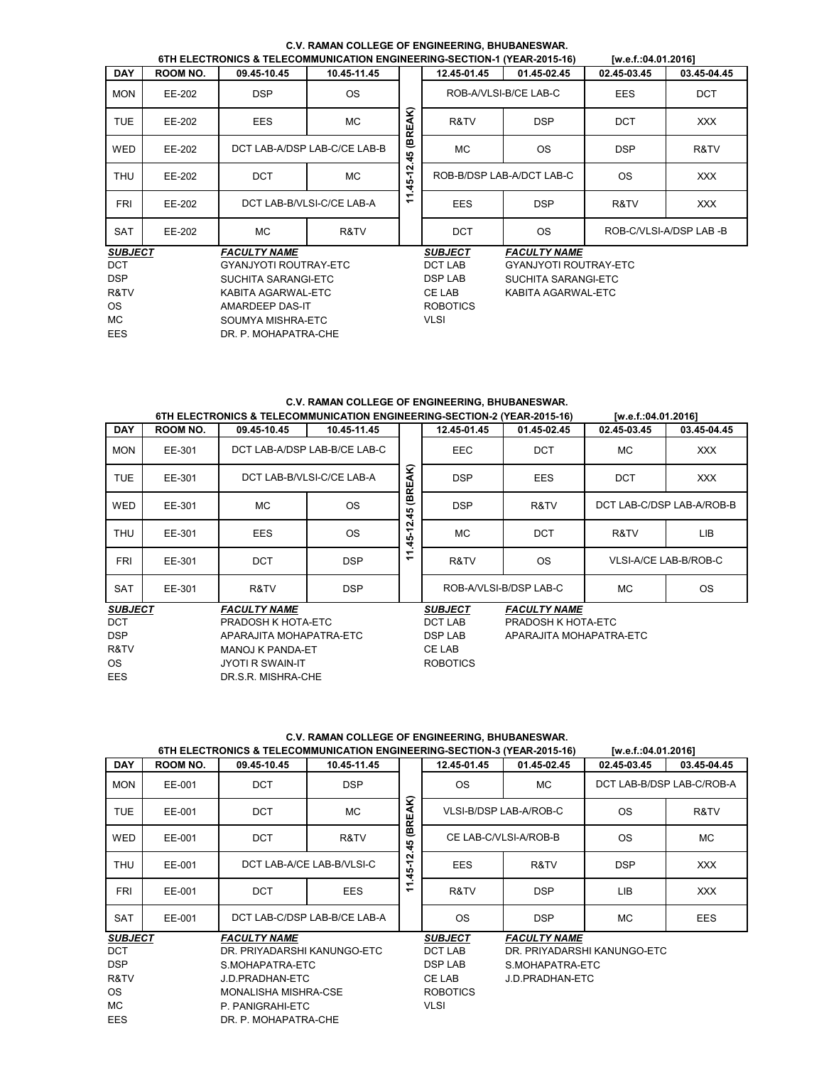## C.V. RAMAN COLLEGE OF ENGINEERING, BHUBANESWAR.

**6TH ELECTRONICS & TELECOMMUNICATION ENGINEERING-SECTION-1 (YEAR-2015-16)** **[w.e.f.:04.01.2016]**

| DAY | ROOM NO. | 09.45-10.45 | 10.45-11.45 | | 12.45-01.45 | 01.45-02.45 | 02.45-03.45 | 03.45-04.45 |
|---|---|---|---|---|---|---|---|---|
| MON | EE-202 | DSP | OS | 11.45-12.45 (BREAK) | ROB-A/VLSI-B/CE LAB-C | | EES | DCT |
| TUE | EE-202 | EES | MC | | R&TV | DSP | DCT | XXX |
| WED | EE-202 | DCT LAB-A/DSP LAB-C/CE LAB-B | | | MC | OS | DSP | R&TV |
| THU | EE-202 | DCT | MC | | ROB-B/DSP LAB-A/DCT LAB-C | | OS | XXX |
| FRI | EE-202 | DCT LAB-B/VLSI-C/CE LAB-A | | | EES | DSP | R&TV | XXX |
| SAT | EE-202 | MC | R&TV | | DCT | OS | ROB-C/VLSI-A/DSP LAB -B | |

| SUBJECT | FACULTY NAME | SUBJECT | FACULTY NAME |
|---|---|---|---|
| DCT | GYANJYOTI ROUTRAY-ETC | DCT LAB | GYANJYOTI ROUTRAY-ETC |
| DSP | SUCHITA SARANGI-ETC | DSP LAB | SUCHITA SARANGI-ETC |
| R&TV | KABITA AGARWAL-ETC | CE LAB | KABITA AGARWAL-ETC |
| OS | AMARDEEP DAS-IT | ROBOTICS | |
| MC | SOUMYA MISHRA-ETC | VLSI | |
| EES | DR. P. MOHAPATRA-CHE | | |

## C.V. RAMAN COLLEGE OF ENGINEERING, BHUBANESWAR.

**6TH ELECTRONICS & TELECOMMUNICATION ENGINEERING-SECTION-2 (YEAR-2015-16)** **[w.e.f.:04.01.2016]**

| DAY | ROOM NO. | 09.45-10.45 | 10.45-11.45 | | 12.45-01.45 | 01.45-02.45 | 02.45-03.45 | 03.45-04.45 |
|---|---|---|---|---|---|---|---|---|
| MON | EE-301 | DCT LAB-A/DSP LAB-B/CE LAB-C | | 11.45-12.45 (BREAK) | EEC | DCT | MC | XXX |
| TUE | EE-301 | DCT LAB-B/VLSI-C/CE LAB-A | | | DSP | EES | DCT | XXX |
| WED | EE-301 | MC | OS | | DSP | R&TV | DCT LAB-C/DSP LAB-A/ROB-B | |
| THU | EE-301 | EES | OS | | MC | DCT | R&TV | LIB |
| FRI | EE-301 | DCT | DSP | | R&TV | OS | VLSI-A/CE LAB-B/ROB-C | |
| SAT | EE-301 | R&TV | DSP | | ROB-A/VLSI-B/DSP LAB-C | | MC | OS |

| SUBJECT | FACULTY NAME | SUBJECT | FACULTY NAME |
|---|---|---|---|
| DCT | PRADOSH K HOTA-ETC | DCT LAB | PRADOSH K HOTA-ETC |
| DSP | APARAJITA MOHAPATRA-ETC | DSP LAB | APARAJITA MOHAPATRA-ETC |
| R&TV | MANOJ K PANDA-ET | CE LAB | |
| OS | JYOTI R SWAIN-IT | ROBOTICS | |
| EES | DR.S.R. MISHRA-CHE | | |

## C.V. RAMAN COLLEGE OF ENGINEERING, BHUBANESWAR.

**6TH ELECTRONICS & TELECOMMUNICATION ENGINEERING-SECTION-3 (YEAR-2015-16)** **[w.e.f.:04.01.2016]**

| DAY | ROOM NO. | 09.45-10.45 | 10.45-11.45 | | 12.45-01.45 | 01.45-02.45 | 02.45-03.45 | 03.45-04.45 |
|---|---|---|---|---|---|---|---|---|
| MON | EE-001 | DCT | DSP | 11.45-12.45 (BREAK) | OS | MC | DCT LAB-B/DSP LAB-C/ROB-A | |
| TUE | EE-001 | DCT | MC | | VLSI-B/DSP LAB-A/ROB-C | | OS | R&TV |
| WED | EE-001 | DCT | R&TV | | CE LAB-C/VLSI-A/ROB-B | | OS | MC |
| THU | EE-001 | DCT LAB-A/CE LAB-B/VLSI-C | | | EES | R&TV | DSP | XXX |
| FRI | EE-001 | DCT | EES | | R&TV | DSP | LIB | XXX |
| SAT | EE-001 | DCT LAB-C/DSP LAB-B/CE LAB-A | | | OS | DSP | MC | EES |

| SUBJECT | FACULTY NAME | SUBJECT | FACULTY NAME |
|---|---|---|---|
| DCT | DR. PRIYADARSHI KANUNGO-ETC | DCT LAB | DR. PRIYADARSHI KANUNGO-ETC |
| DSP | S.MOHAPATRA-ETC | DSP LAB | S.MOHAPATRA-ETC |
| R&TV | J.D.PRADHAN-ETC | CE LAB | J.D.PRADHAN-ETC |
| OS | MONALISHA MISHRA-CSE | ROBOTICS | |
| MC | P. PANIGRAHI-ETC | VLSI | |
| EES | DR. P. MOHAPATRA-CHE | | |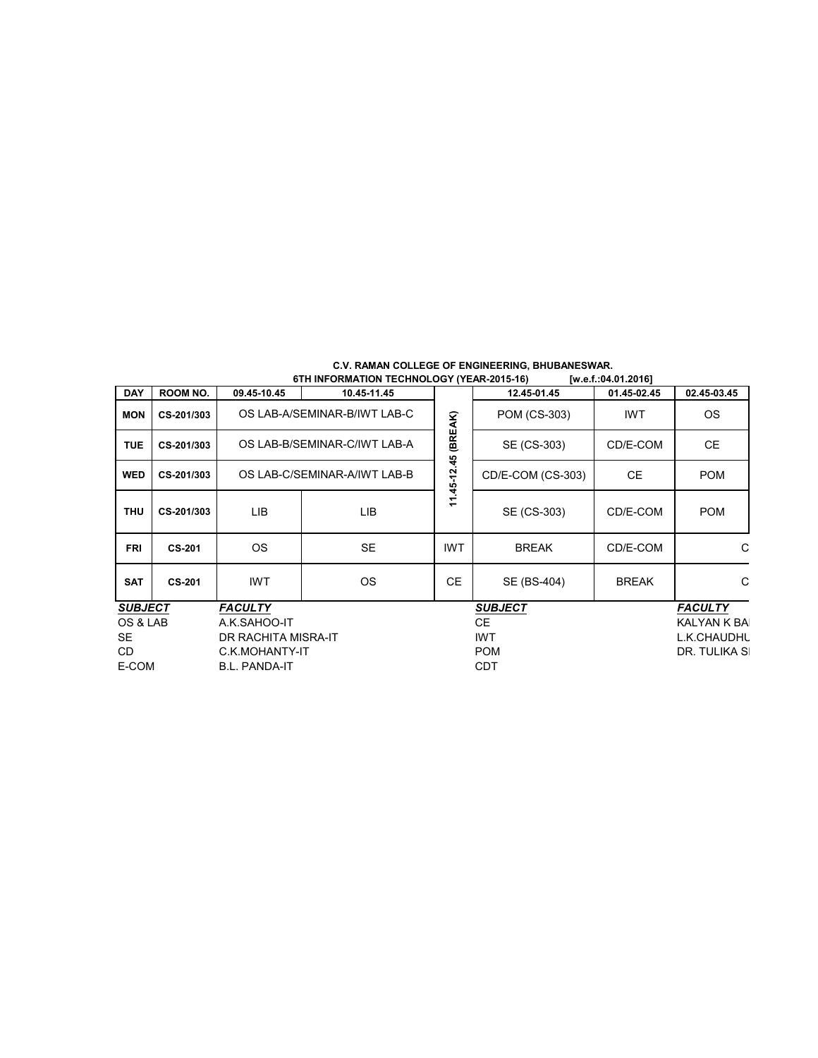**C.V. RAMAN COLLEGE OF ENGINEERING, BHUBANESWAR.**

**6TH INFORMATION TECHNOLOGY (YEAR-2015-16) [w.e.f.:04.01.2016]**

| DAY | ROOM NO. | 09.45-10.45 | 10.45-11.45 | | 12.45-01.45 | 01.45-02.45 | 02.45-03.45 |
|---|---|---|---|---|---|---|---|
| MON | CS-201/303 | OS LAB-A/SEMINAR-B/IWT LAB-C | | 11.45-12.45 (BREAK) | POM (CS-303) | IWT | OS |
| TUE | CS-201/303 | OS LAB-B/SEMINAR-C/IWT LAB-A | | | SE (CS-303) | CD/E-COM | CE |
| WED | CS-201/303 | OS LAB-C/SEMINAR-A/IWT LAB-B | | | CD/E-COM (CS-303) | CE | POM |
| THU | CS-201/303 | LIB | LIB | | SE (CS-303) | CD/E-COM | POM |
| FRI | CS-201 | OS | SE | IWT | BREAK | CD/E-COM | C |
| SAT | CS-201 | IWT | OS | CE | SE (BS-404) | BREAK | C |

| *SUBJECT* | *FACULTY* | *SUBJECT* | *FACULTY* |
|---|---|---|---|
| OS & LAB | A.K.SAHOO-IT | CE | KALYAN K BA |
| SE | DR RACHITA MISRA-IT | IWT | L.K.CHAUDHU |
| CD | C.K.MOHANTY-IT | POM | DR. TULIKA S |
| E-COM | B.L. PANDA-IT | CDT | |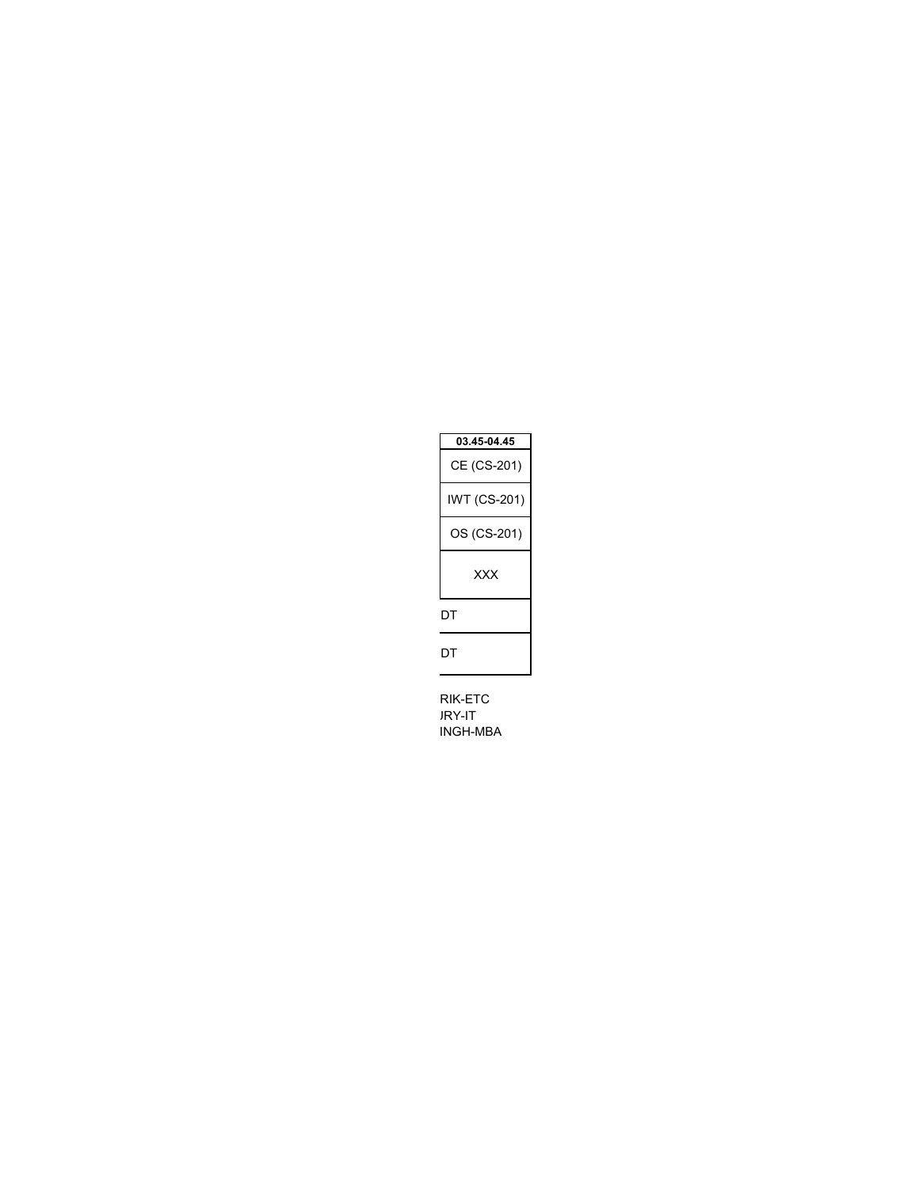| 03.45-04.45 |
|---|
| CE (CS-201) |
| IWT (CS-201) |
| OS (CS-201) |
| XXX |
| DT |
| DT |

RIK-ETC
JRY-IT
INGH-MBA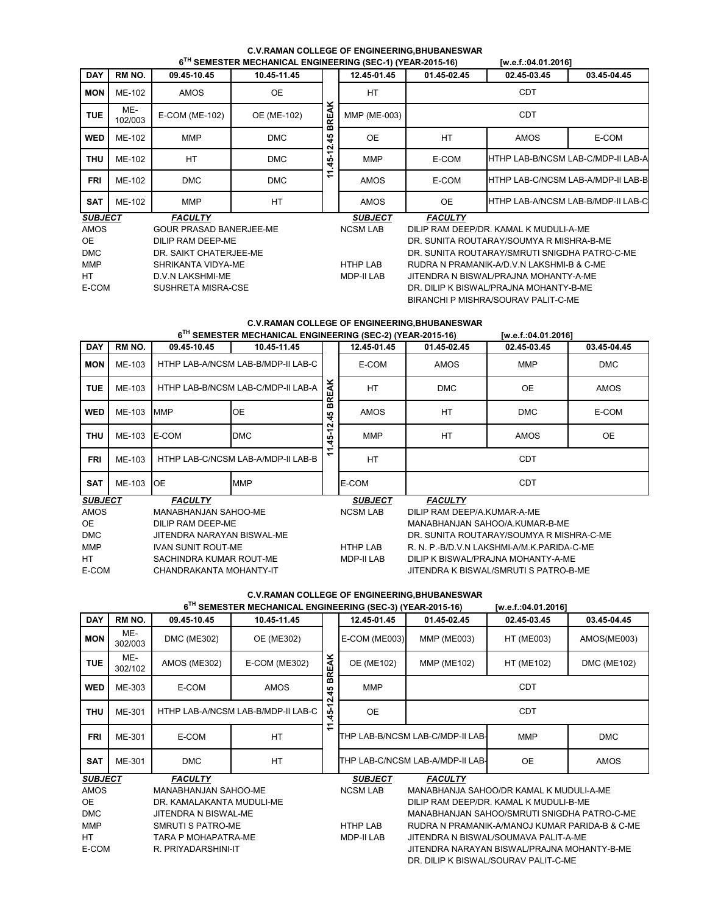## C.V.RAMAN COLLEGE OF ENGINEERING,BHUBANESWAR

### 6TH SEMESTER MECHANICAL ENGINEERING (SEC-1) (YEAR-2015-16) [w.e.f.:04.01.2016]

| DAY | RM NO. | 09.45-10.45 | 10.45-11.45 | | 12.45-01.45 | 01.45-02.45 | 02.45-03.45 | 03.45-04.45 |
|---|---|---|---|---|---|---|---|---|
| MON | ME-102 | AMOS | OE | 11.45-12.45 BREAK | HT | CDT | | |
| TUE | ME-102/003 | E-COM (ME-102) | OE (ME-102) | | MMP (ME-003) | CDT | | |
| WED | ME-102 | MMP | DMC | | OE | HT | AMOS | E-COM |
| THU | ME-102 | HT | DMC | | MMP | E-COM | HTHP LAB-B/NCSM LAB-C/MDP-II LAB-A | |
| FRI | ME-102 | DMC | DMC | | AMOS | E-COM | HTHP LAB-C/NCSM LAB-A/MDP-II LAB-B | |
| SAT | ME-102 | MMP | HT | | AMOS | OE | HTHP LAB-A/NCSM LAB-B/MDP-II LAB-C | |

| SUBJECT | FACULTY | SUBJECT | FACULTY |
|---|---|---|---|
| AMOS | GOUR PRASAD BANERJEE-ME | NCSM LAB | DILIP RAM DEEP/DR. KAMAL K MUDULI-A-ME |
| OE | DILIP RAM DEEP-ME | | DR. SUNITA ROUTARAY/SOUMYA R MISHRA-B-ME |
| DMC | DR. SAIKT CHATERJEE-ME | | DR. SUNITA ROUTARAY/SMRUTI SNIGDHA PATRO-C-ME |
| MMP | SHRIKANTA VIDYA-ME | HTHP LAB | RUDRA N PRAMANIK-A/D.V.N LAKSHMI-B & C-ME |
| HT | D.V.N LAKSHMI-ME | MDP-II LAB | JITENDRA N BISWAL/PRAJNA MOHANTY-A-ME |
| E-COM | SUSHRETA MISRA-CSE | | DR. DILIP K BISWAL/PRAJNA MOHANTY-B-ME |
| | | | BIRANCHI P MISHRA/SOURAV PALIT-C-ME |

## C.V.RAMAN COLLEGE OF ENGINEERING,BHUBANESWAR

### 6TH SEMESTER MECHANICAL ENGINEERING (SEC-2) (YEAR-2015-16) [w.e.f.:04.01.2016]

| DAY | RM NO. | 09.45-10.45 | 10.45-11.45 | | 12.45-01.45 | 01.45-02.45 | 02.45-03.45 | 03.45-04.45 |
|---|---|---|---|---|---|---|---|---|
| MON | ME-103 | HTHP LAB-A/NCSM LAB-B/MDP-II LAB-C | | 11.45-12.45 BREAK | E-COM | AMOS | MMP | DMC |
| TUE | ME-103 | HTHP LAB-B/NCSM LAB-C/MDP-II LAB-A | | | HT | DMC | OE | AMOS |
| WED | ME-103 | MMP | OE | | AMOS | HT | DMC | E-COM |
| THU | ME-103 | E-COM | DMC | | MMP | HT | AMOS | OE |
| FRI | ME-103 | HTHP LAB-C/NCSM LAB-A/MDP-II LAB-B | | | HT | CDT | | |
| SAT | ME-103 | OE | MMP | | E-COM | CDT | | |

| SUBJECT | FACULTY | SUBJECT | FACULTY |
|---|---|---|---|
| AMOS | MANABHANJAN SAHOO-ME | NCSM LAB | DILIP RAM DEEP/A.KUMAR-A-ME |
| OE | DILIP RAM DEEP-ME | | MANABHANJAN SAHOO/A.KUMAR-B-ME |
| DMC | JITENDRA NARAYAN BISWAL-ME | | DR. SUNITA ROUTARAY/SOUMYA R MISHRA-C-ME |
| MMP | IVAN SUNIT ROUT-ME | HTHP LAB | R. N. P.-B/D.V.N LAKSHMI-A/M.K.PARIDA-C-ME |
| HT | SACHINDRA KUMAR ROUT-ME | MDP-II LAB | DILIP K BISWAL/PRAJNA MOHANTY-A-ME |
| E-COM | CHANDRAKANTA MOHANTY-IT | | JITENDRA K BISWAL/SMRUTI S PATRO-B-ME |

## C.V.RAMAN COLLEGE OF ENGINEERING,BHUBANESWAR

### 6TH SEMESTER MECHANICAL ENGINEERING (SEC-3) (YEAR-2015-16) [w.e.f.:04.01.2016]

| DAY | RM NO. | 09.45-10.45 | 10.45-11.45 | | 12.45-01.45 | 01.45-02.45 | 02.45-03.45 | 03.45-04.45 |
|---|---|---|---|---|---|---|---|---|
| MON | ME-302/003 | DMC (ME302) | OE (ME302) | 11.45-12.45 BREAK | E-COM (ME003) | MMP (ME003) | HT (ME003) | AMOS(ME003) |
| TUE | ME-302/102 | AMOS (ME302) | E-COM (ME302) | | OE (ME102) | MMP (ME102) | HT (ME102) | DMC (ME102) |
| WED | ME-303 | E-COM | AMOS | | MMP | CDT | | |
| THU | ME-301 | HTHP LAB-A/NCSM LAB-B/MDP-II LAB-C | | | OE | CDT | | |
| FRI | ME-301 | E-COM | HT | | THP LAB-B/NCSM LAB-C/MDP-II LAB- | | MMP | DMC |
| SAT | ME-301 | DMC | HT | | THP LAB-C/NCSM LAB-A/MDP-II LAB- | | OE | AMOS |

| SUBJECT | FACULTY | SUBJECT | FACULTY |
|---|---|---|---|
| AMOS | MANABHANJAN SAHOO-ME | NCSM LAB | MANABHANJA SAHOO/DR KAMAL K MUDULI-A-ME |
| OE | DR. KAMALAKANTA MUDULI-ME | | DILIP RAM DEEP/DR. KAMAL K MUDULI-B-ME |
| DMC | JITENDRA N BISWAL-ME | | MANABHANJAN SAHOO/SMRUTI SNIGDHA PATRO-C-ME |
| MMP | SMRUTI S PATRO-ME | HTHP LAB | RUDRA N PRAMANIK-A/MANOJ KUMAR PARIDA-B & C-ME |
| HT | TARA P MOHAPATRA-ME | MDP-II LAB | JITENDRA N BISWAL/SOUMAVA PALIT-A-ME |
| E-COM | R. PRIYADARSHINI-IT | | JITENDRA NARAYAN BISWAL/PRAJNA MOHANTY-B-ME |
| | | | DR. DILIP K BISWAL/SOURAV PALIT-C-ME |